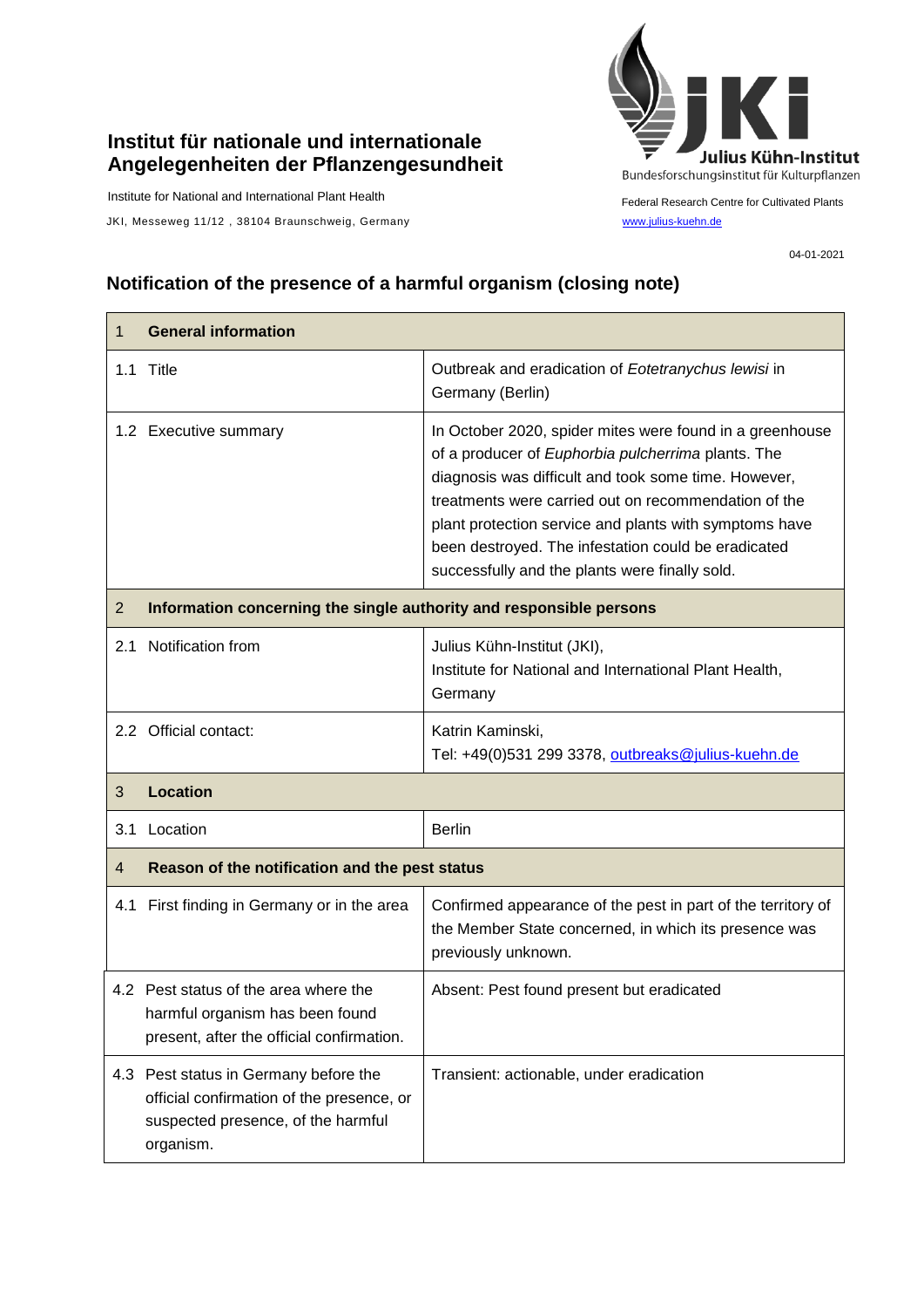**Institut für nationale und internationale Angelegenheiten der Pflanzengesundheit**

Institute for National and International Plant Health

JKI, Messeweg 11/12 , 38104 Braunschweig, Germany

Julius Kühn-Institut
Bundesforschungsinstitut für Kulturpflanzen

Federal Research Centre for Cultivated Plants

www.julius-kuehn.de

04-01-2021

## Notification of the presence of a harmful organism (closing note)

| 1 General information | |
|---|---|
| 1.1 Title | Outbreak and eradication of *Eotetranychus lewisi* in Germany (Berlin) |
| 1.2 Executive summary | In October 2020, spider mites were found in a greenhouse of a producer of *Euphorbia pulcherrima* plants. The diagnosis was difficult and took some time. However, treatments were carried out on recommendation of the plant protection service and plants with symptoms have been destroyed. The infestation could be eradicated successfully and the plants were finally sold. |
| **2 Information concerning the single authority and responsible persons** | |
| 2.1 Notification from | Julius Kühn-Institut (JKI), Institute for National and International Plant Health, Germany |
| 2.2 Official contact: | Katrin Kaminski, Tel: +49(0)531 299 3378, outbreaks@julius-kuehn.de |
| **3 Location** | |
| 3.1 Location | Berlin |
| **4 Reason of the notification and the pest status** | |
| 4.1 First finding in Germany or in the area | Confirmed appearance of the pest in part of the territory of the Member State concerned, in which its presence was previously unknown. |
| 4.2 Pest status of the area where the harmful organism has been found present, after the official confirmation. | Absent: Pest found present but eradicated |
| 4.3 Pest status in Germany before the official confirmation of the presence, or suspected presence, of the harmful organism. | Transient: actionable, under eradication |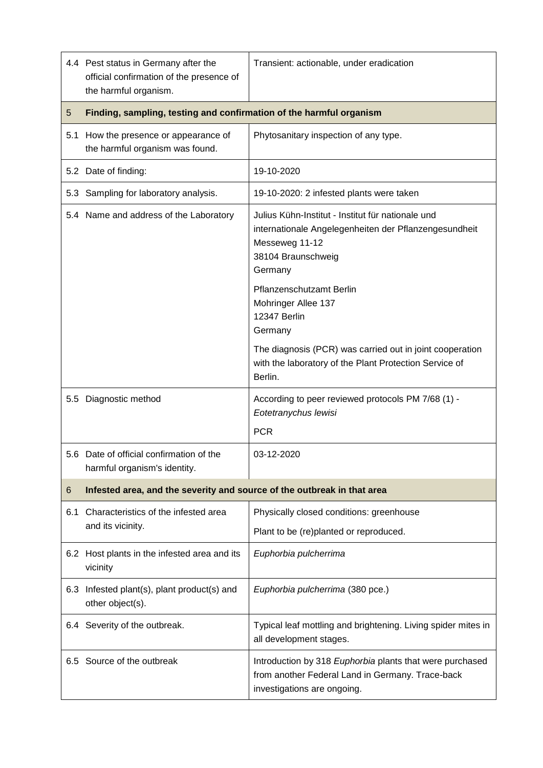| | | |
|---|---|---|
| 4.4 | Pest status in Germany after the official confirmation of the presence of the harmful organism. | Transient: actionable, under eradication |
| **5** | **Finding, sampling, testing and confirmation of the harmful organism** | |
| 5.1 | How the presence or appearance of the harmful organism was found. | Phytosanitary inspection of any type. |
| 5.2 | Date of finding: | 19-10-2020 |
| 5.3 | Sampling for laboratory analysis. | 19-10-2020: 2 infested plants were taken |
| 5.4 | Name and address of the Laboratory | Julius Kühn-Institut - Institut für nationale und internationale Angelegenheiten der Pflanzengesundheit<br>Messeweg 11-12<br>38104 Braunschweig<br>Germany<br><br>Pflanzenschutzamt Berlin<br>Mohringer Allee 137<br>12347 Berlin<br>Germany<br><br>The diagnosis (PCR) was carried out in joint cooperation with the laboratory of the Plant Protection Service of Berlin. |
| 5.5 | Diagnostic method | According to peer reviewed protocols PM 7/68 (1) - *Eotetranychus lewisi*<br><br>PCR |
| 5.6 | Date of official confirmation of the harmful organism's identity. | 03-12-2020 |
| **6** | **Infested area, and the severity and source of the outbreak in that area** | |
| 6.1 | Characteristics of the infested area and its vicinity. | Physically closed conditions: greenhouse<br>Plant to be (re)planted or reproduced. |
| 6.2 | Host plants in the infested area and its vicinity | *Euphorbia pulcherrima* |
| 6.3 | Infested plant(s), plant product(s) and other object(s). | *Euphorbia pulcherrima* (380 pce.) |
| 6.4 | Severity of the outbreak. | Typical leaf mottling and brightening. Living spider mites in all development stages. |
| 6.5 | Source of the outbreak | Introduction by 318 *Euphorbia* plants that were purchased from another Federal Land in Germany. Trace-back investigations are ongoing. |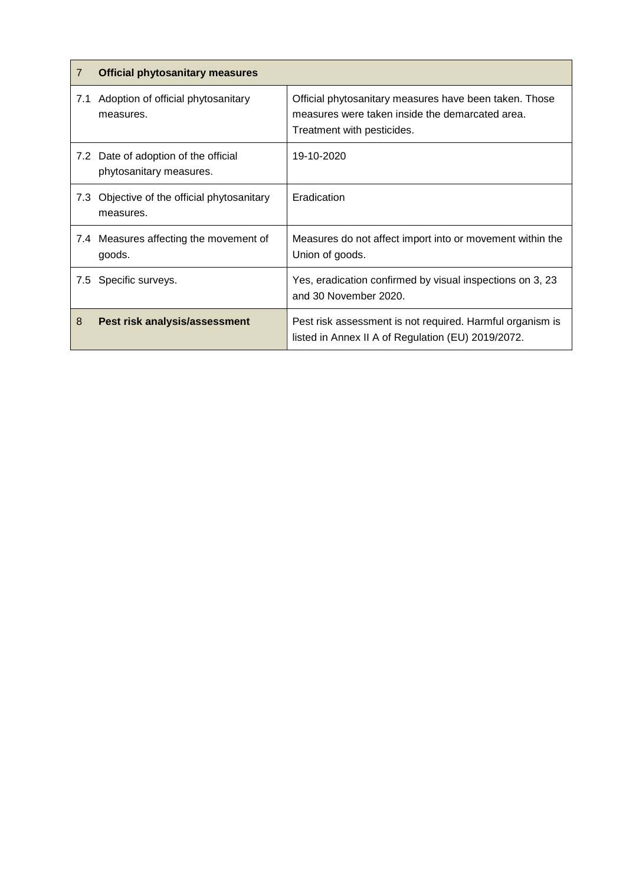| 7 | Official phytosanitary measures | |
|---|---|---|
| 7.1 | Adoption of official phytosanitary measures. | Official phytosanitary measures have been taken. Those measures were taken inside the demarcated area. Treatment with pesticides. |
| 7.2 | Date of adoption of the official phytosanitary measures. | 19-10-2020 |
| 7.3 | Objective of the official phytosanitary measures. | Eradication |
| 7.4 | Measures affecting the movement of goods. | Measures do not affect import into or movement within the Union of goods. |
| 7.5 | Specific surveys. | Yes, eradication confirmed by visual inspections on 3, 23 and 30 November 2020. |
| 8 | **Pest risk analysis/assessment** | Pest risk assessment is not required. Harmful organism is listed in Annex II A of Regulation (EU) 2019/2072. |